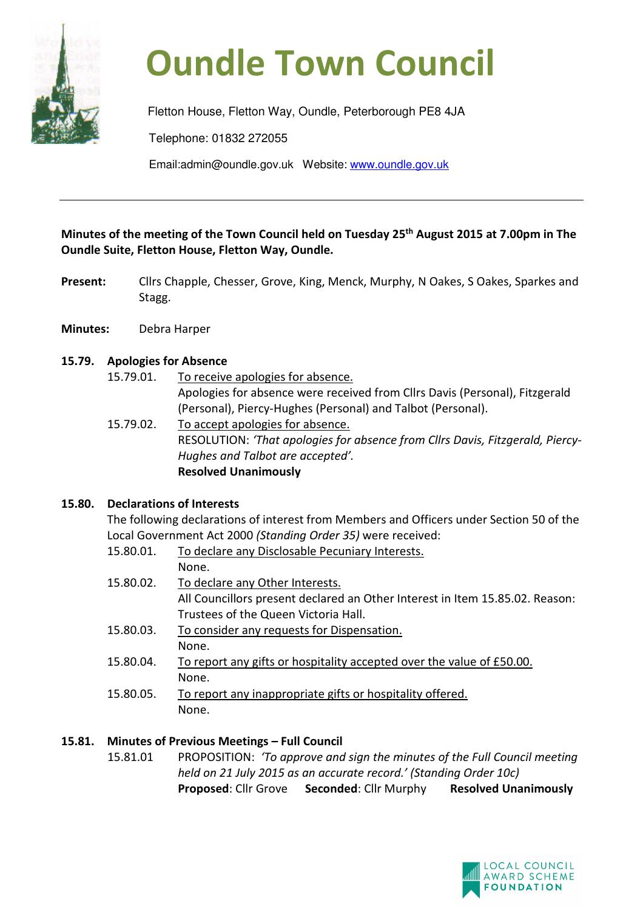# Oundle Town Council

Fletton House, Fletton Way, Oundle, Peterborough PE8 4JA

Telephone: 01832 272055

Email:admin@oundle.gov.uk Website: www.oundle.gov.uk

---

**Minutes of the meeting of the Town Council held on Tuesday 25th August 2015 at 7.00pm in The Oundle Suite, Fletton House, Fletton Way, Oundle.**

**Present:** Cllrs Chapple, Chesser, Grove, King, Menck, Murphy, N Oakes, S Oakes, Sparkes and Stagg.

**Minutes:** Debra Harper

**15.79. Apologies for Absence**

15.79.01. To receive apologies for absence.
Apologies for absence were received from Cllrs Davis (Personal), Fitzgerald (Personal), Piercy-Hughes (Personal) and Talbot (Personal).

15.79.02. To accept apologies for absence.
RESOLUTION: *'That apologies for absence from Cllrs Davis, Fitzgerald, Piercy-Hughes and Talbot are accepted'.*
**Resolved Unanimously**

**15.80. Declarations of Interests**

The following declarations of interest from Members and Officers under Section 50 of the Local Government Act 2000 *(Standing Order 35)* were received:

15.80.01. To declare any Disclosable Pecuniary Interests.
None.

15.80.02. To declare any Other Interests.
All Councillors present declared an Other Interest in Item 15.85.02. Reason: Trustees of the Queen Victoria Hall.

15.80.03. To consider any requests for Dispensation.
None.

15.80.04. To report any gifts or hospitality accepted over the value of £50.00.
None.

15.80.05. To report any inappropriate gifts or hospitality offered.
None.

**15.81. Minutes of Previous Meetings – Full Council**

15.81.01 PROPOSITION: *'To approve and sign the minutes of the Full Council meeting held on 21 July 2015 as an accurate record.' (Standing Order 10c)*
**Proposed**: Cllr Grove **Seconded**: Cllr Murphy **Resolved Unanimously**

LOCAL COUNCIL AWARD SCHEME FOUNDATION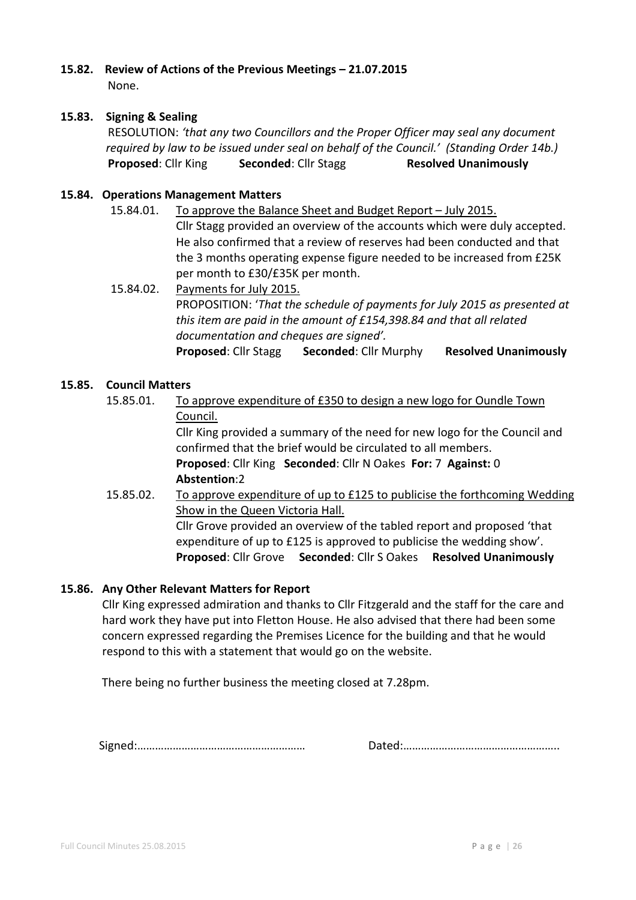**15.82. Review of Actions of the Previous Meetings – 21.07.2015**

None.

**15.83. Signing & Sealing**

RESOLUTION: *'that any two Councillors and the Proper Officer may seal any document required by law to be issued under seal on behalf of the Council.' (Standing Order 14b.)*

**Proposed**: Cllr King **Seconded**: Cllr Stagg **Resolved Unanimously**

**15.84. Operations Management Matters**

15.84.01. To approve the Balance Sheet and Budget Report – July 2015.

Cllr Stagg provided an overview of the accounts which were duly accepted. He also confirmed that a review of reserves had been conducted and that the 3 months operating expense figure needed to be increased from £25K per month to £30/£35K per month.

15.84.02. Payments for July 2015.

PROPOSITION: '*That the schedule of payments for July 2015 as presented at this item are paid in the amount of £154,398.84 and that all related documentation and cheques are signed'.*

**Proposed**: Cllr Stagg **Seconded**: Cllr Murphy **Resolved Unanimously**

**15.85. Council Matters**

15.85.01. To approve expenditure of £350 to design a new logo for Oundle Town Council.

Cllr King provided a summary of the need for new logo for the Council and confirmed that the brief would be circulated to all members.

**Proposed**: Cllr King **Seconded**: Cllr N Oakes **For:** 7 **Against:** 0 **Abstention**:2

15.85.02. To approve expenditure of up to £125 to publicise the forthcoming Wedding Show in the Queen Victoria Hall.

Cllr Grove provided an overview of the tabled report and proposed 'that expenditure of up to £125 is approved to publicise the wedding show'.

**Proposed**: Cllr Grove **Seconded**: Cllr S Oakes **Resolved Unanimously**

**15.86. Any Other Relevant Matters for Report**

Cllr King expressed admiration and thanks to Cllr Fitzgerald and the staff for the care and hard work they have put into Fletton House. He also advised that there had been some concern expressed regarding the Premises Licence for the building and that he would respond to this with a statement that would go on the website.

There being no further business the meeting closed at 7.28pm.

Signed:………………………………………………… Dated:……………………………………………..